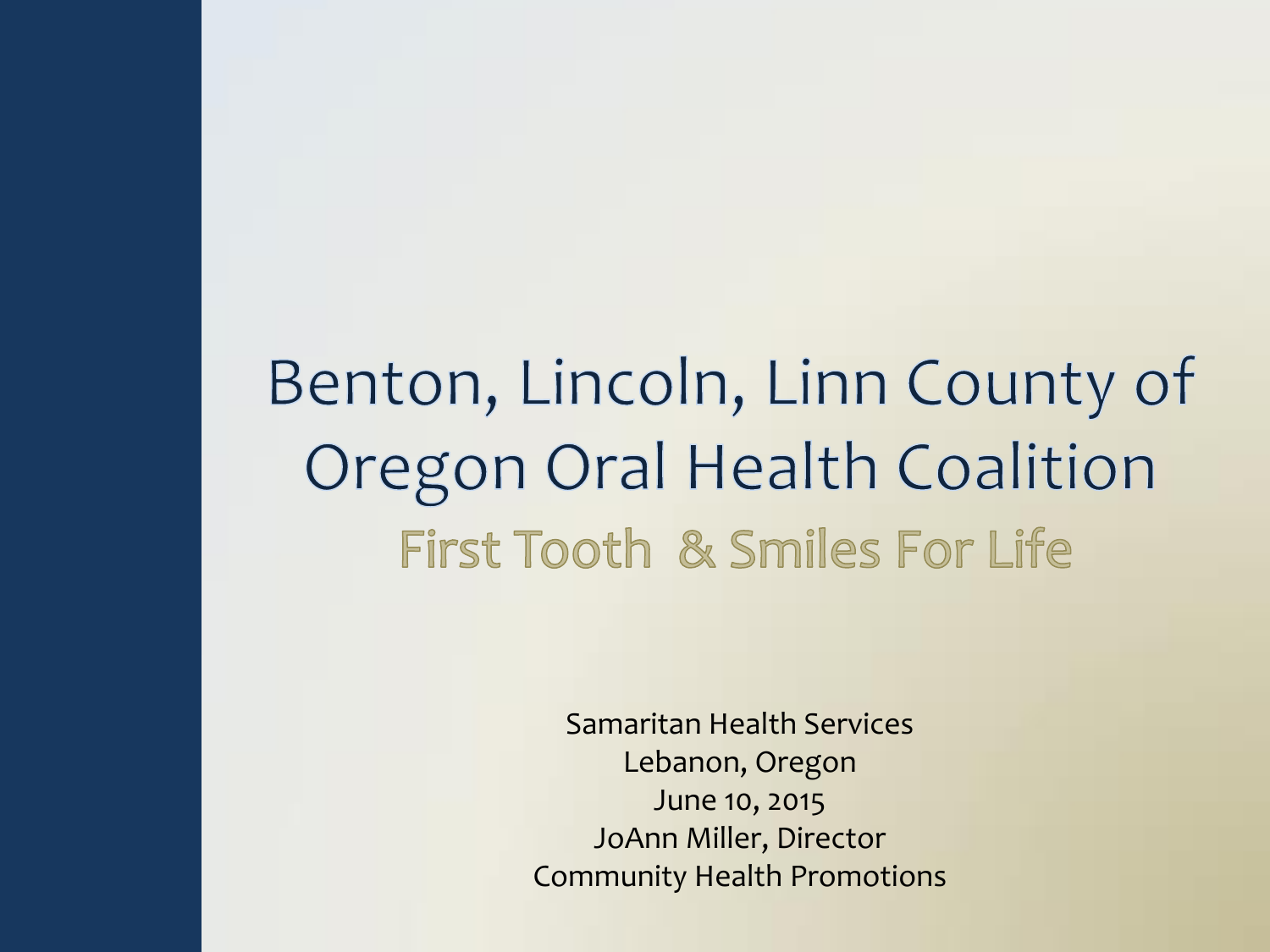# Benton, Lincoln, Linn County of Oregon Oral Health Coalition

## First Tooth & Smiles For Life

Samaritan Health Services
Lebanon, Oregon
June 10, 2015
JoAnn Miller, Director
Community Health Promotions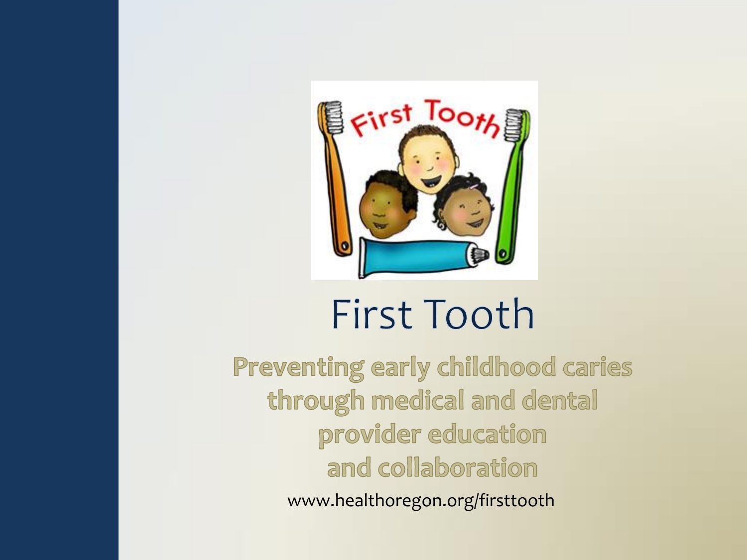# First Tooth

**Preventing early childhood caries through medical and dental provider education and collaboration**

www.healthoregon.org/firsttooth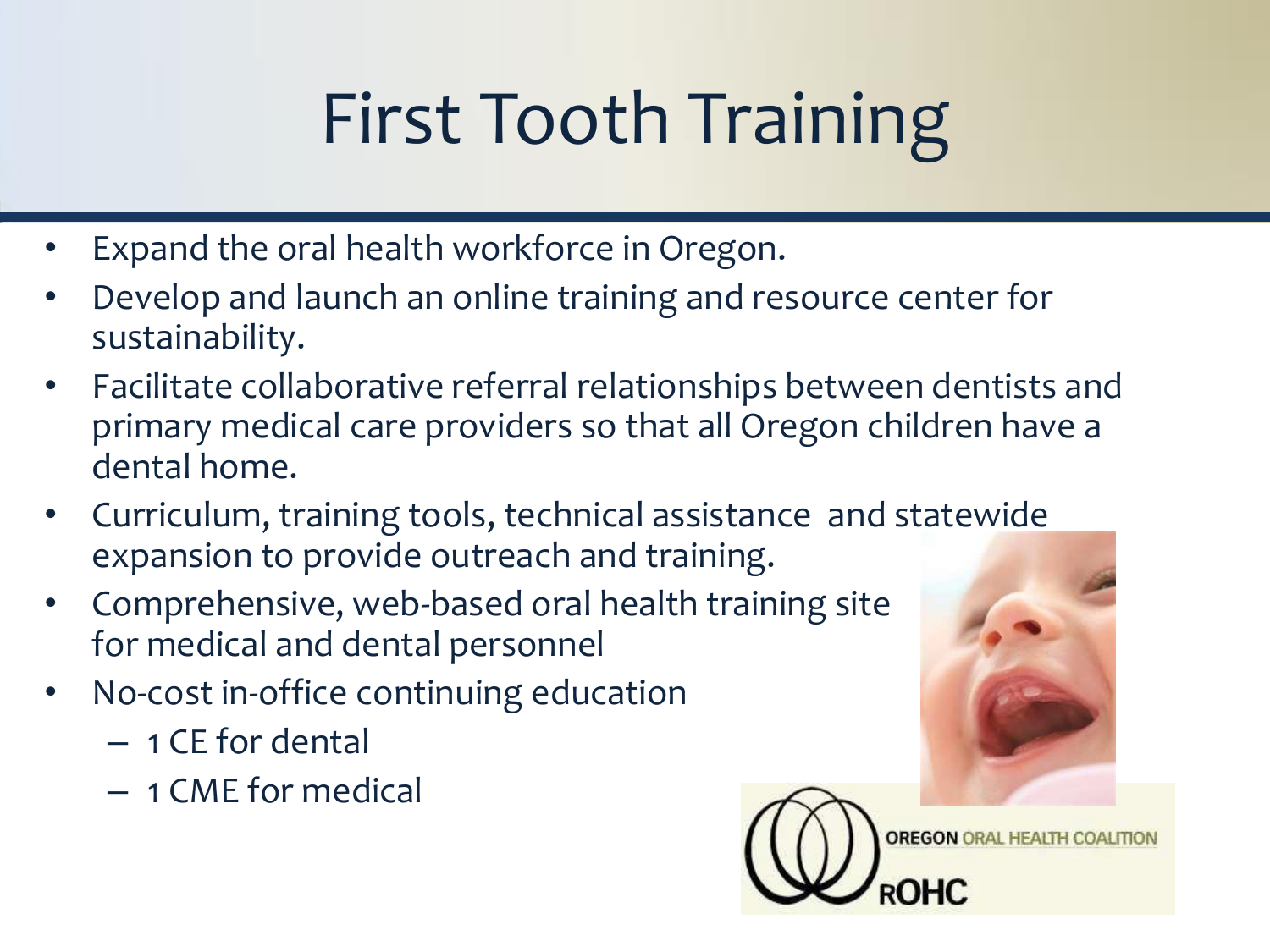# First Tooth Training

- Expand the oral health workforce in Oregon.
- Develop and launch an online training and resource center for sustainability.
- Facilitate collaborative referral relationships between dentists and primary medical care providers so that all Oregon children have a dental home.
- Curriculum, training tools, technical assistance and statewide expansion to provide outreach and training.
- Comprehensive, web-based oral health training site for medical and dental personnel
- No-cost in-office continuing education
  - 1 CE for dental
  - 1 CME for medical

OREGON ORAL HEALTH COALITION

OOHC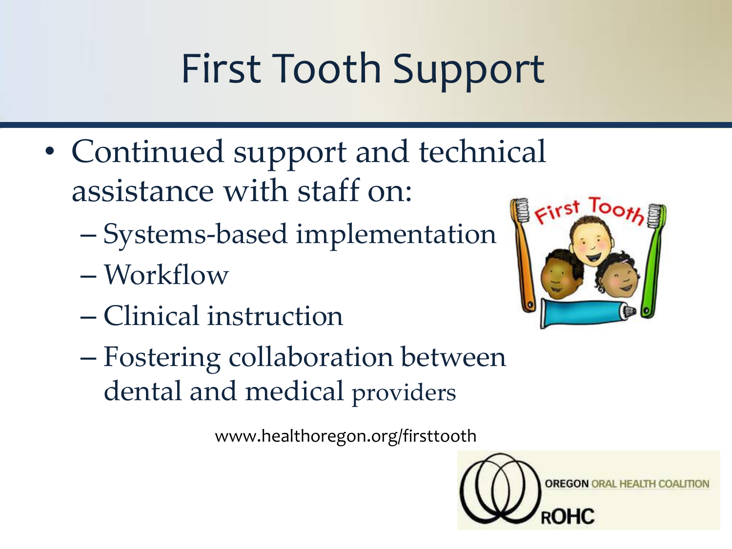# First Tooth Support

- Continued support and technical assistance with staff on:
  - Systems-based implementation
  - Workflow
  - Clinical instruction
  - Fostering collaboration between dental and medical providers

www.healthoregon.org/firsttooth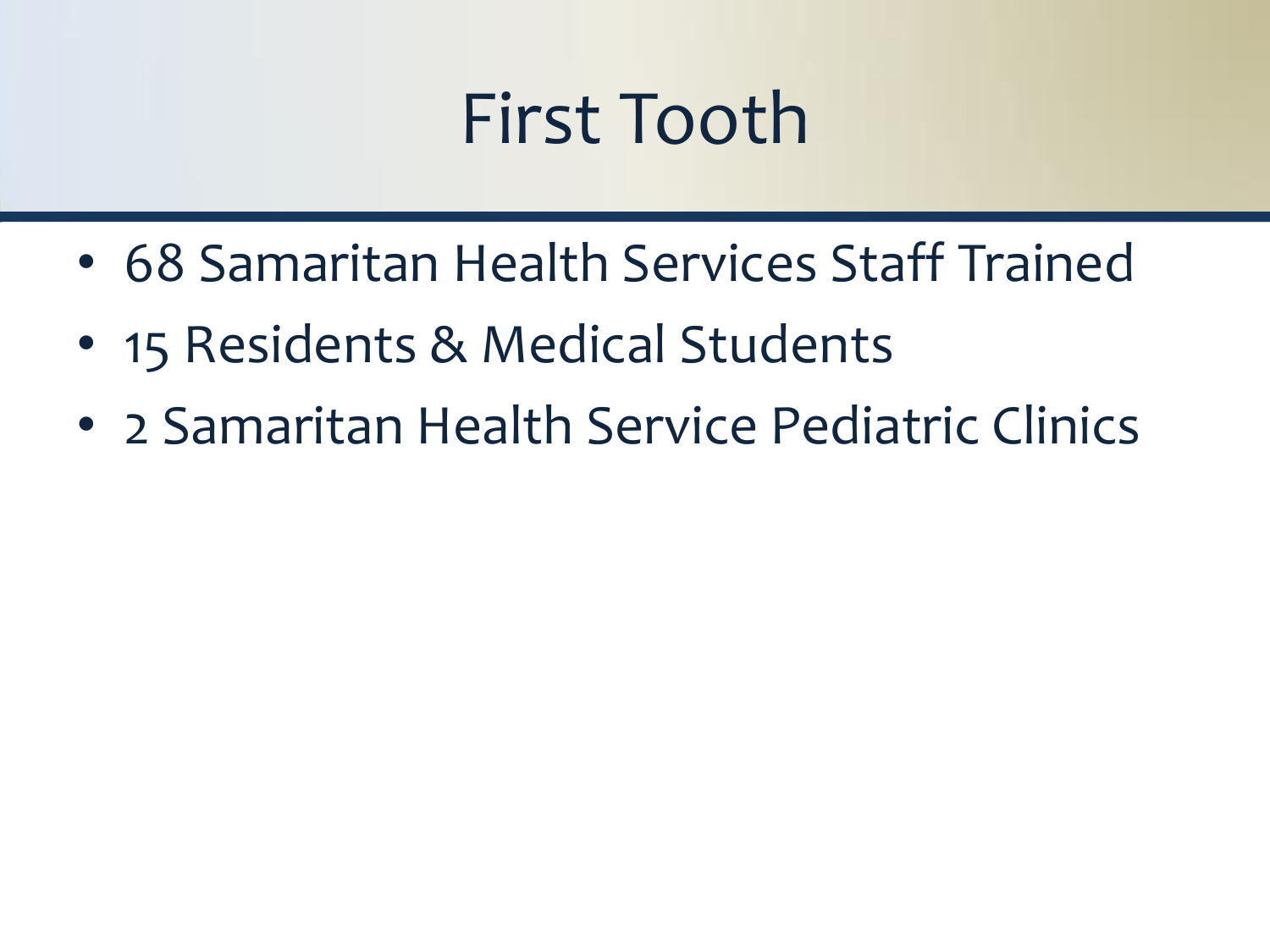# First Tooth

- 68 Samaritan Health Services Staff Trained
- 15 Residents & Medical Students
- 2 Samaritan Health Service Pediatric Clinics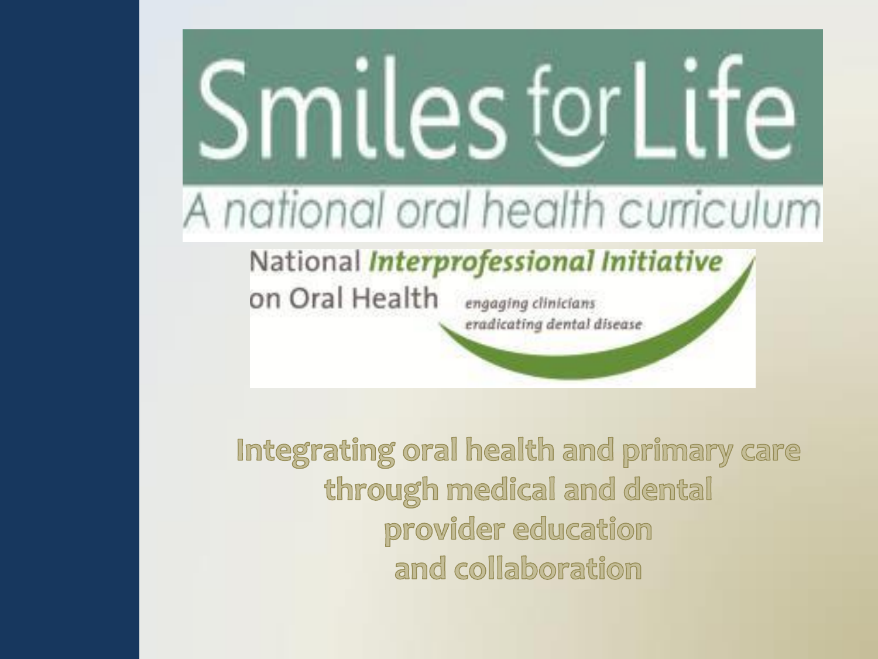# Smiles for Life

A national oral health curriculum

National *Interprofessional Initiative* on Oral Health

*engaging clinicians*
*eradicating dental disease*

**Integrating oral health and primary care through medical and dental provider education and collaboration**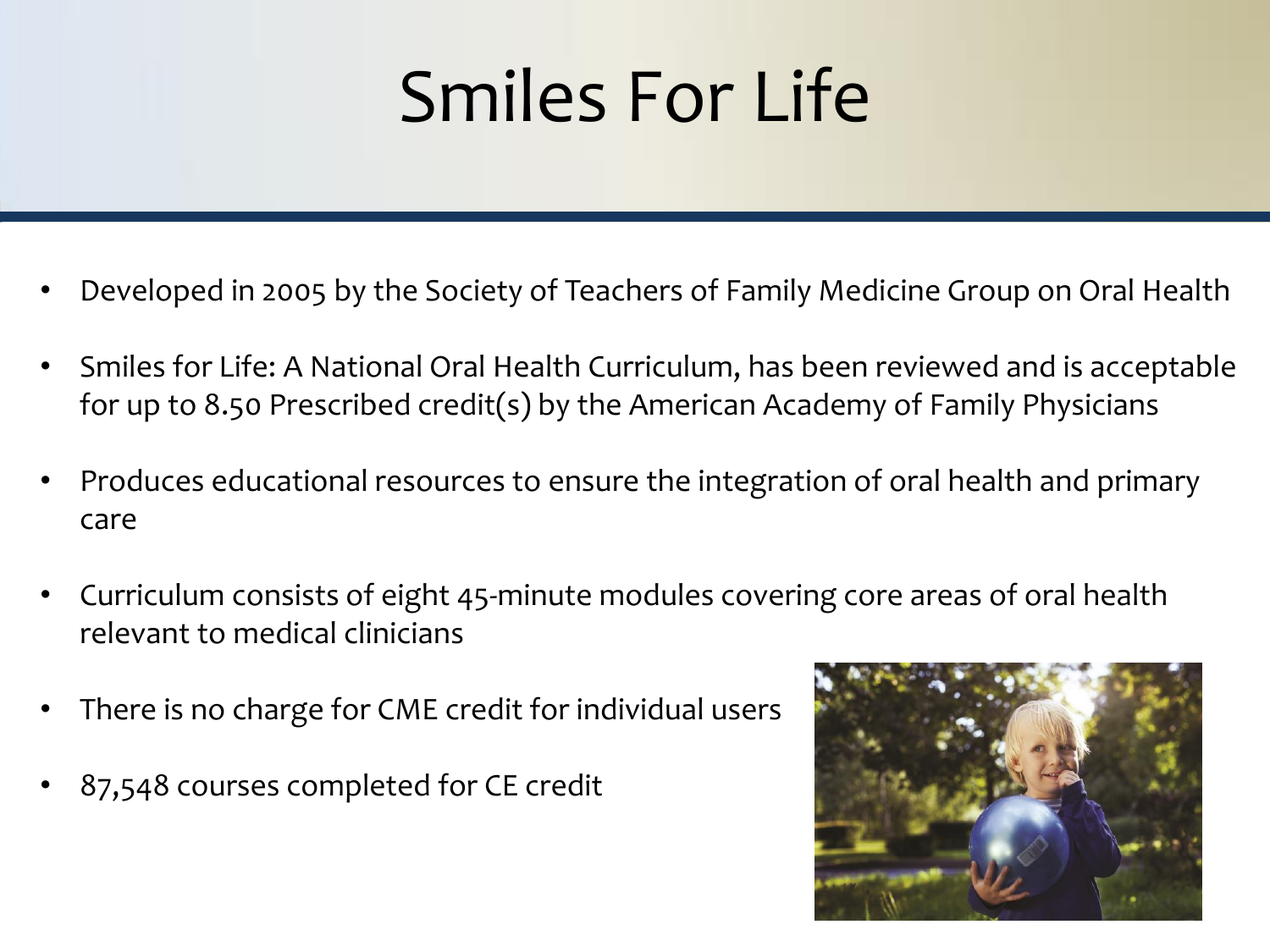# Smiles For Life

- Developed in 2005 by the Society of Teachers of Family Medicine Group on Oral Health
- Smiles for Life: A National Oral Health Curriculum, has been reviewed and is acceptable for up to 8.50 Prescribed credit(s) by the American Academy of Family Physicians
- Produces educational resources to ensure the integration of oral health and primary care
- Curriculum consists of eight 45-minute modules covering core areas of oral health relevant to medical clinicians
- There is no charge for CME credit for individual users
- 87,548 courses completed for CE credit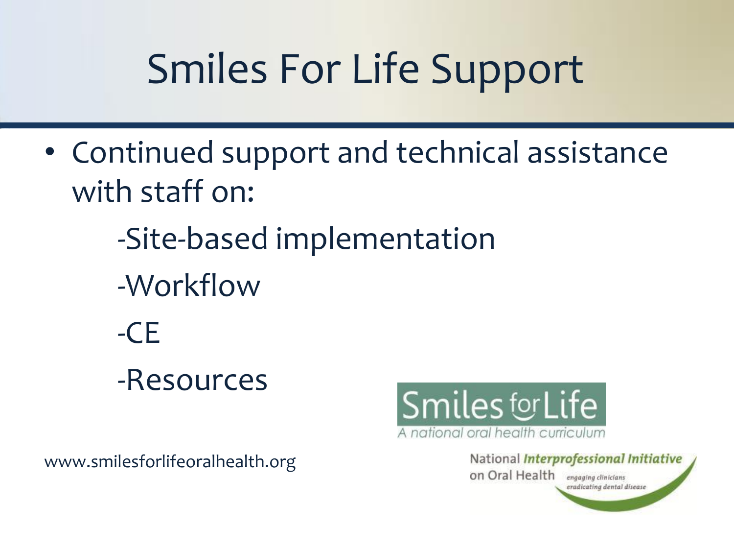# Smiles For Life Support

- Continued support and technical assistance with staff on:
  - -Site-based implementation
  - -Workflow
  - -CE
  - -Resources

Smiles for Life

A national oral health curriculum

www.smilesforlifeoralhealth.org

National *Interprofessional Initiative* on Oral Health

*engaging clinicians eradicating dental disease*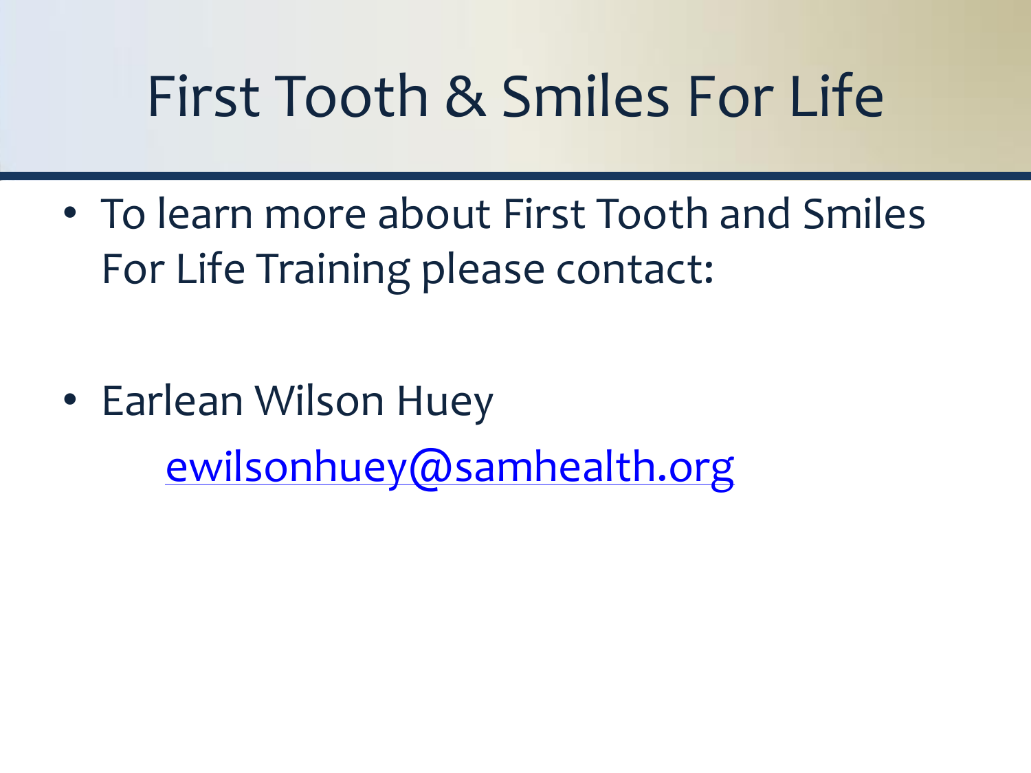# First Tooth & Smiles For Life

- To learn more about First Tooth and Smiles For Life Training please contact:

- Earlean Wilson Huey

  ewilsonhuey@samhealth.org